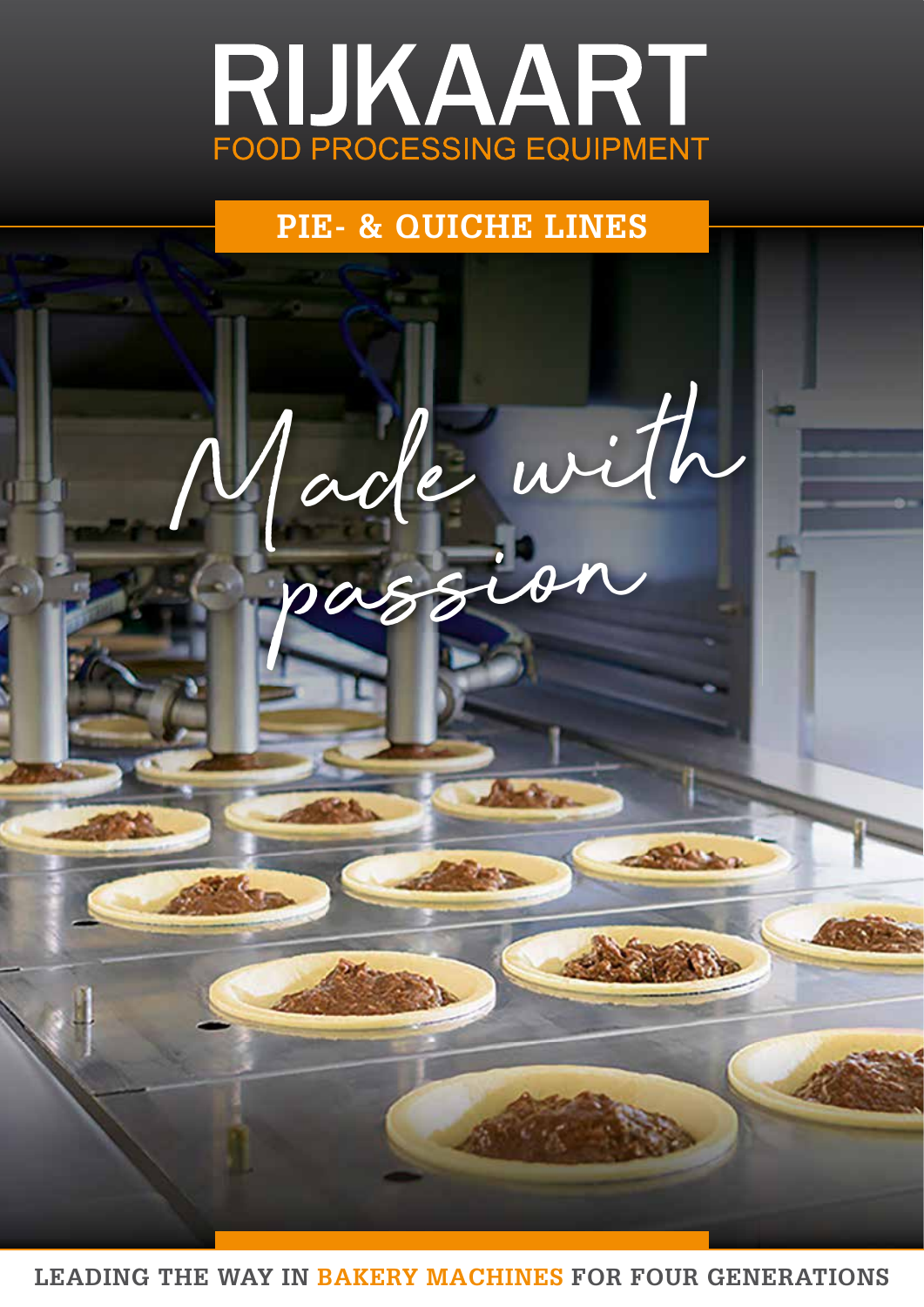# RIJKAART

FOOD PROCESSING EQUIPMENT

## PIE- & QUICHE LINES

*Made with passion*

**LEADING THE WAY IN BAKERY MACHINES FOR FOUR GENERATIONS**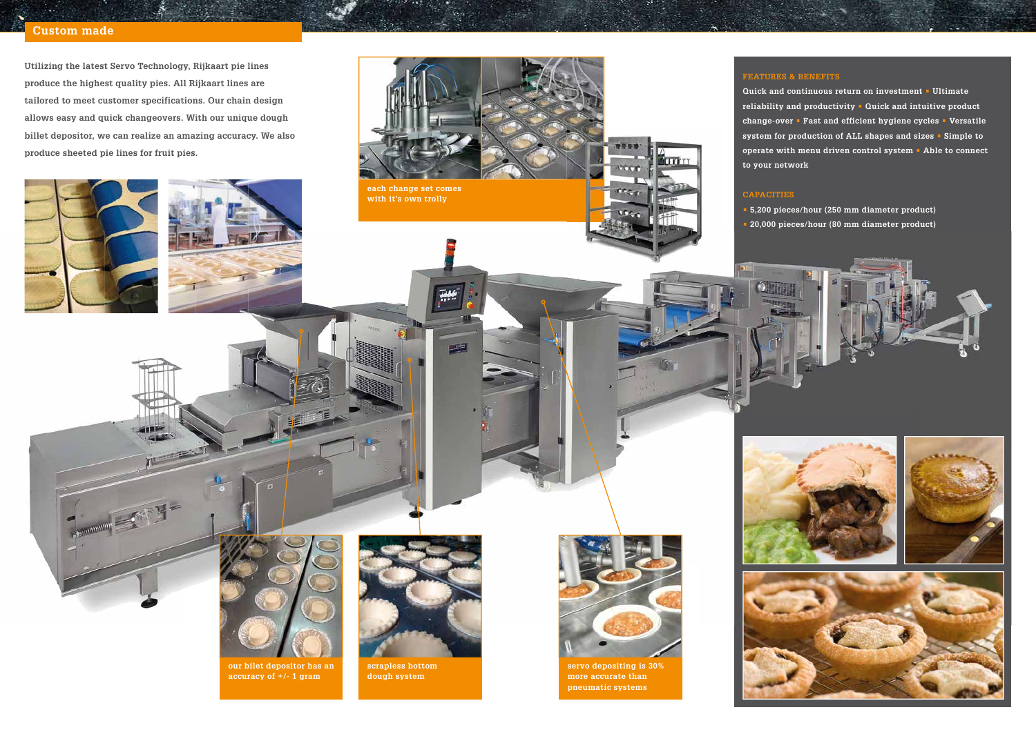## Custom made

Utilizing the latest Servo Technology, Rijkaart pie lines produce the highest quality pies. All Rijkaart lines are tailored to meet customer specifications. Our chain design allows easy and quick changeovers. With our unique dough billet depositor, we can realize an amazing accuracy. We also produce sheeted pie lines for fruit pies.

each change set comes with it's own trolly

our bilet depositor has an accuracy of +/- 1 gram

scrapless bottom dough system

servo depositing is 30% more accurate than pneumatic systems

### FEATURES & BENEFITS

Quick and continuous return on investment ▪ Ultimate reliability and productivity ▪ Quick and intuitive product change-over ▪ Fast and efficient hygiene cycles ▪ Versatile system for production of ALL shapes and sizes ▪ Simple to operate with menu driven control system ▪ Able to connect to your network

### CAPACITIES

- 5,200 pieces/hour (250 mm diameter product)
- 20,000 pieces/hour (80 mm diameter product)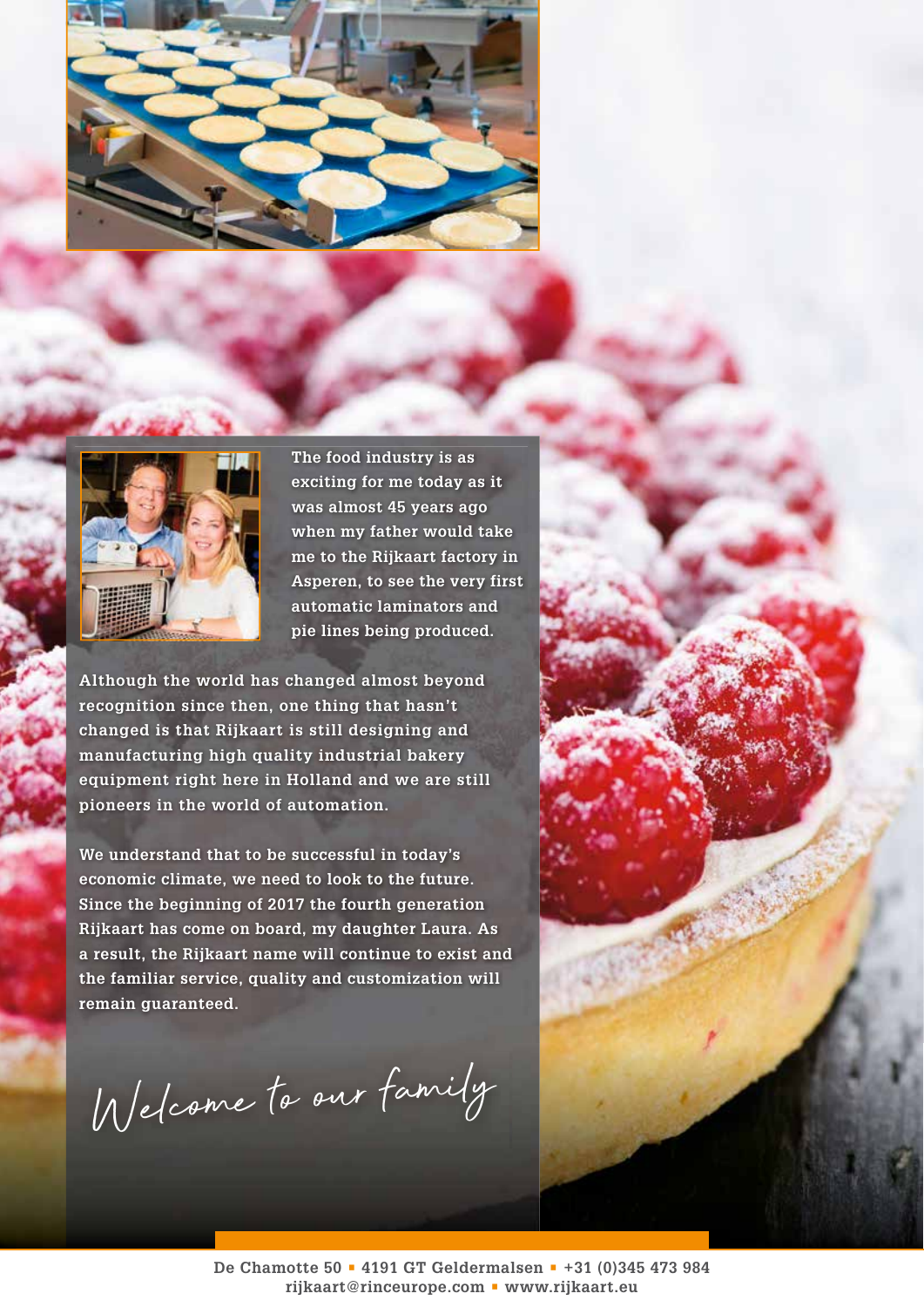The food industry is as exciting for me today as it was almost 45 years ago when my father would take me to the Rijkaart factory in Asperen, to see the very first automatic laminators and pie lines being produced.

Although the world has changed almost beyond recognition since then, one thing that hasn't changed is that Rijkaart is still designing and manufacturing high quality industrial bakery equipment right here in Holland and we are still pioneers in the world of automation.

We understand that to be successful in today's economic climate, we need to look to the future. Since the beginning of 2017 the fourth generation Rijkaart has come on board, my daughter Laura. As a result, the Rijkaart name will continue to exist and the familiar service, quality and customization will remain guaranteed.

*Welcome to our family*

**De Chamotte 50 ▪ 4191 GT Geldermalsen ▪ +31 (0)345 473 984**
**rijkaart@rinceurope.com ▪ www.rijkaart.eu**